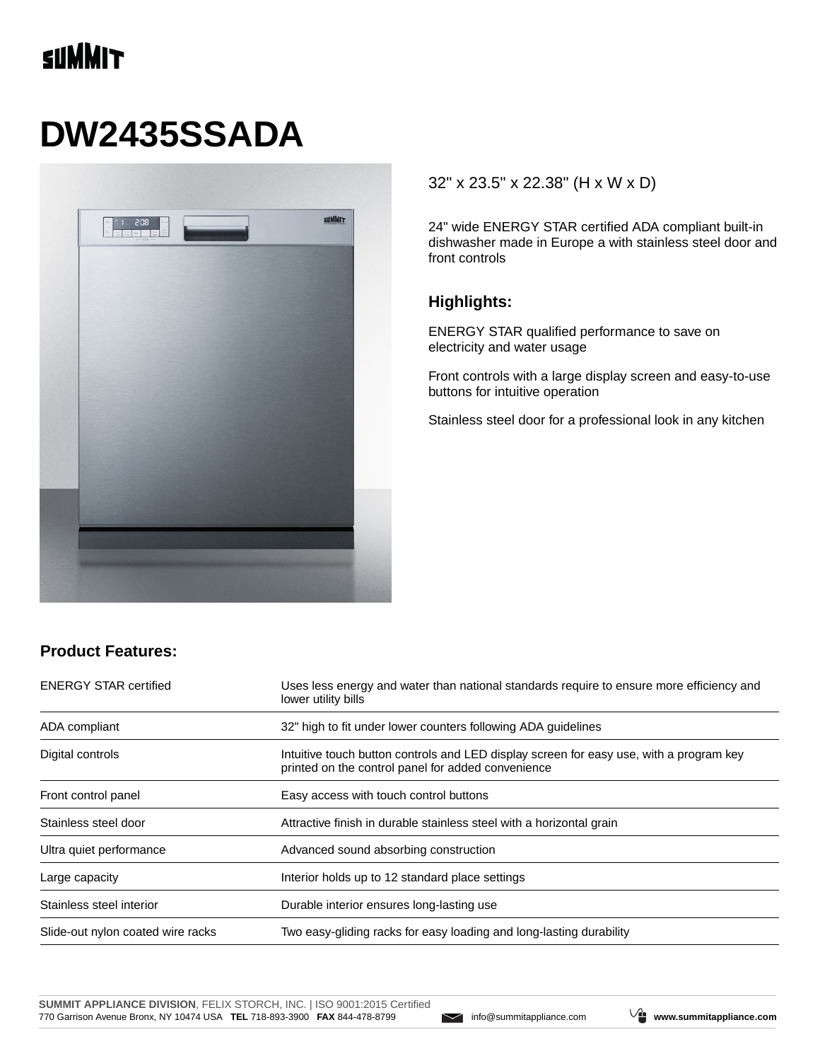SUMMIT

# DW2435SSADA

32" x 23.5" x 22.38" (H x W x D)

24" wide ENERGY STAR certified ADA compliant built-in dishwasher made in Europe a with stainless steel door and front controls

### Highlights:

ENERGY STAR qualified performance to save on electricity and water usage

Front controls with a large display screen and easy-to-use buttons for intuitive operation

Stainless steel door for a professional look in any kitchen

### Product Features:

| | |
|---|---|
| ENERGY STAR certified | Uses less energy and water than national standards require to ensure more efficiency and lower utility bills |
| ADA compliant | 32" high to fit under lower counters following ADA guidelines |
| Digital controls | Intuitive touch button controls and LED display screen for easy use, with a program key printed on the control panel for added convenience |
| Front control panel | Easy access with touch control buttons |
| Stainless steel door | Attractive finish in durable stainless steel with a horizontal grain |
| Ultra quiet performance | Advanced sound absorbing construction |
| Large capacity | Interior holds up to 12 standard place settings |
| Stainless steel interior | Durable interior ensures long-lasting use |
| Slide-out nylon coated wire racks | Two easy-gliding racks for easy loading and long-lasting durability |

**SUMMIT APPLIANCE DIVISION**, FELIX STORCH, INC. | ISO 9001:2015 Certified
770 Garrison Avenue Bronx, NY 10474 USA **TEL** 718-893-3900 **FAX** 844-478-8799 info@summitappliance.com **www.summitappliance.com**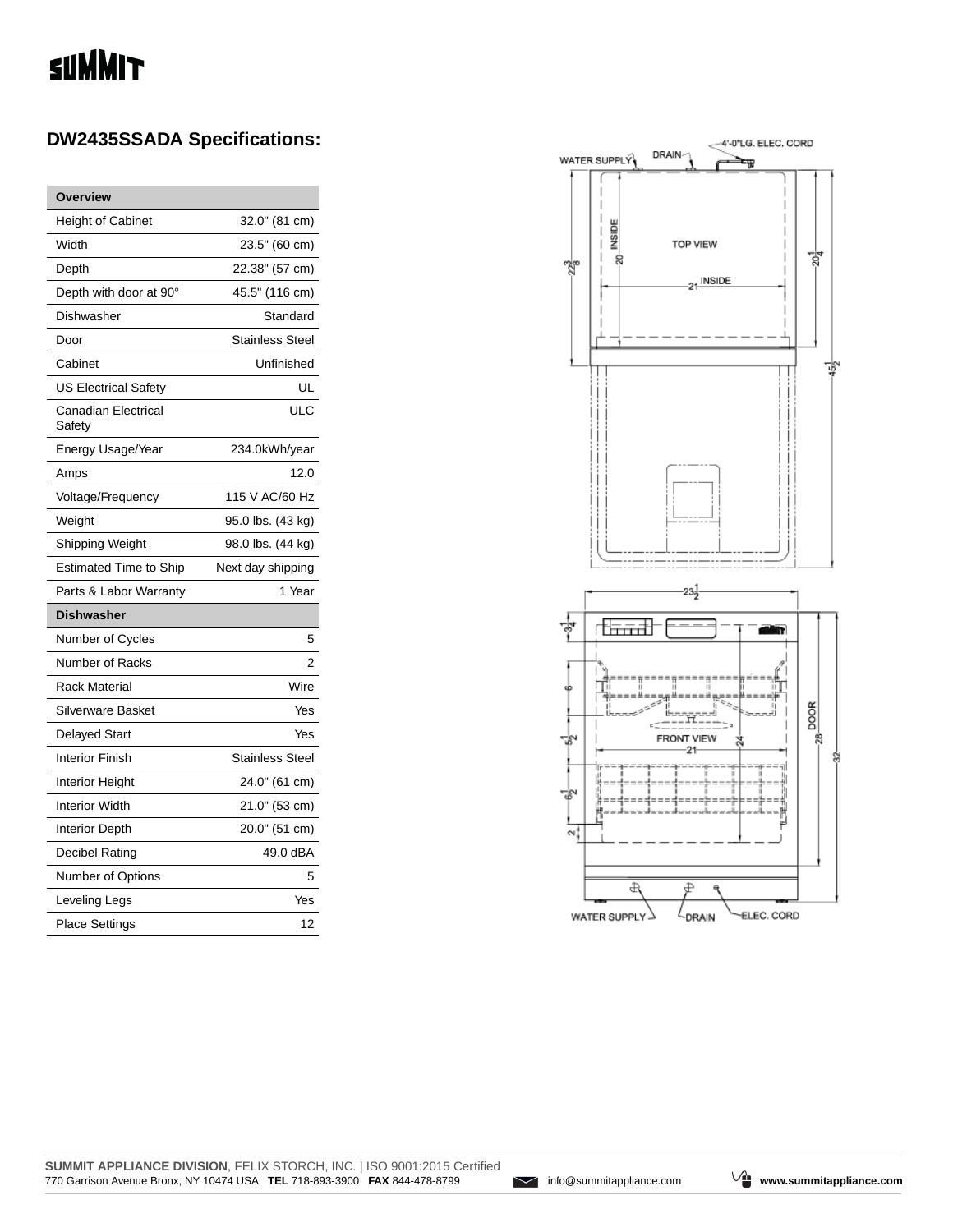# DW2435SSADA Specifications:

| Overview | |
|---|---|
| Height of Cabinet | 32.0" (81 cm) |
| Width | 23.5" (60 cm) |
| Depth | 22.38" (57 cm) |
| Depth with door at 90° | 45.5" (116 cm) |
| Dishwasher | Standard |
| Door | Stainless Steel |
| Cabinet | Unfinished |
| US Electrical Safety | UL |
| Canadian Electrical Safety | ULC |
| Energy Usage/Year | 234.0kWh/year |
| Amps | 12.0 |
| Voltage/Frequency | 115 V AC/60 Hz |
| Weight | 95.0 lbs. (43 kg) |
| Shipping Weight | 98.0 lbs. (44 kg) |
| Estimated Time to Ship | Next day shipping |
| Parts & Labor Warranty | 1 Year |
| **Dishwasher** | |
| Number of Cycles | 5 |
| Number of Racks | 2 |
| Rack Material | Wire |
| Silverware Basket | Yes |
| Delayed Start | Yes |
| Interior Finish | Stainless Steel |
| Interior Height | 24.0" (61 cm) |
| Interior Width | 21.0" (53 cm) |
| Interior Depth | 20.0" (51 cm) |
| Decibel Rating | 49.0 dBA |
| Number of Options | 5 |
| Leveling Legs | Yes |
| Place Settings | 12 |

WATER SUPPLY
DRAIN
4'-0"LG. ELEC. CORD
TOP VIEW
20 INSIDE
21 INSIDE
22 3/8
20 1/4
45 1/2
23 1/2
3 1/4
6
5 1/2
FRONT VIEW
21
24
DOOR
28
32
6 1/2
2
WATER SUPPLY
DRAIN
ELEC. CORD

**SUMMIT APPLIANCE DIVISION**, FELIX STORCH, INC. | ISO 9001:2015 Certified
770 Garrison Avenue Bronx, NY 10474 USA **TEL** 718-893-3900 **FAX** 844-478-8799 info@summitappliance.com **www.summitappliance.com**